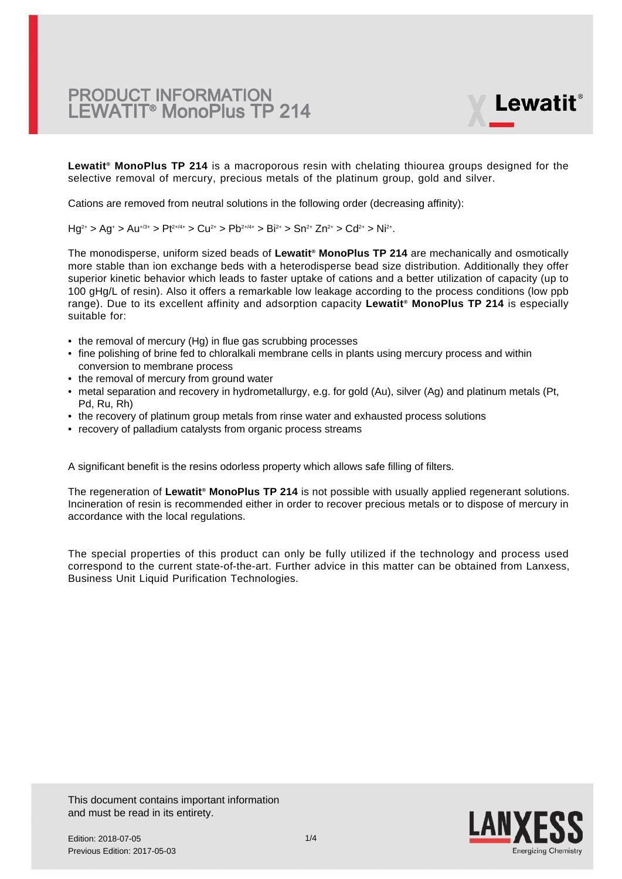# PRODUCT INFORMATION
# LEWATIT® MonoPlus TP 214

**Lewatit® MonoPlus TP 214** is a macroporous resin with chelating thiourea groups designed for the selective removal of mercury, precious metals of the platinum group, gold and silver.

Cations are removed from neutral solutions in the following order (decreasing affinity):

$Hg^{2+}$ > $Ag^{+}$ > $Au^{+/3+}$ > $Pt^{2+/4+}$ > $Cu^{2+}$ > $Pb^{2+/4+}$ > $Bi^{2+}$ > $Sn^{2+}$ $Zn^{2+}$ > $Cd^{2+}$ > $Ni^{2+}$.

The monodisperse, uniform sized beads of **Lewatit® MonoPlus TP 214** are mechanically and osmotically more stable than ion exchange beds with a heterodisperse bead size distribution. Additionally they offer superior kinetic behavior which leads to faster uptake of cations and a better utilization of capacity (up to 100 gHg/L of resin). Also it offers a remarkable low leakage according to the process conditions (low ppb range). Due to its excellent affinity and adsorption capacity **Lewatit® MonoPlus TP 214** is especially suitable for:

- the removal of mercury (Hg) in flue gas scrubbing processes
- fine polishing of brine fed to chloralkali membrane cells in plants using mercury process and within conversion to membrane process
- the removal of mercury from ground water
- metal separation and recovery in hydrometallurgy, e.g. for gold (Au), silver (Ag) and platinum metals (Pt, Pd, Ru, Rh)
- the recovery of platinum group metals from rinse water and exhausted process solutions
- recovery of palladium catalysts from organic process streams

A significant benefit is the resins odorless property which allows safe filling of filters.

The regeneration of **Lewatit® MonoPlus TP 214** is not possible with usually applied regenerant solutions. Incineration of resin is recommended either in order to recover precious metals or to dispose of mercury in accordance with the local regulations.

The special properties of this product can only be fully utilized if the technology and process used correspond to the current state-of-the-art. Further advice in this matter can be obtained from Lanxess, Business Unit Liquid Purification Technologies.

This document contains important information and must be read in its entirety.

Edition: 2018-07-05
Previous Edition: 2017-05-03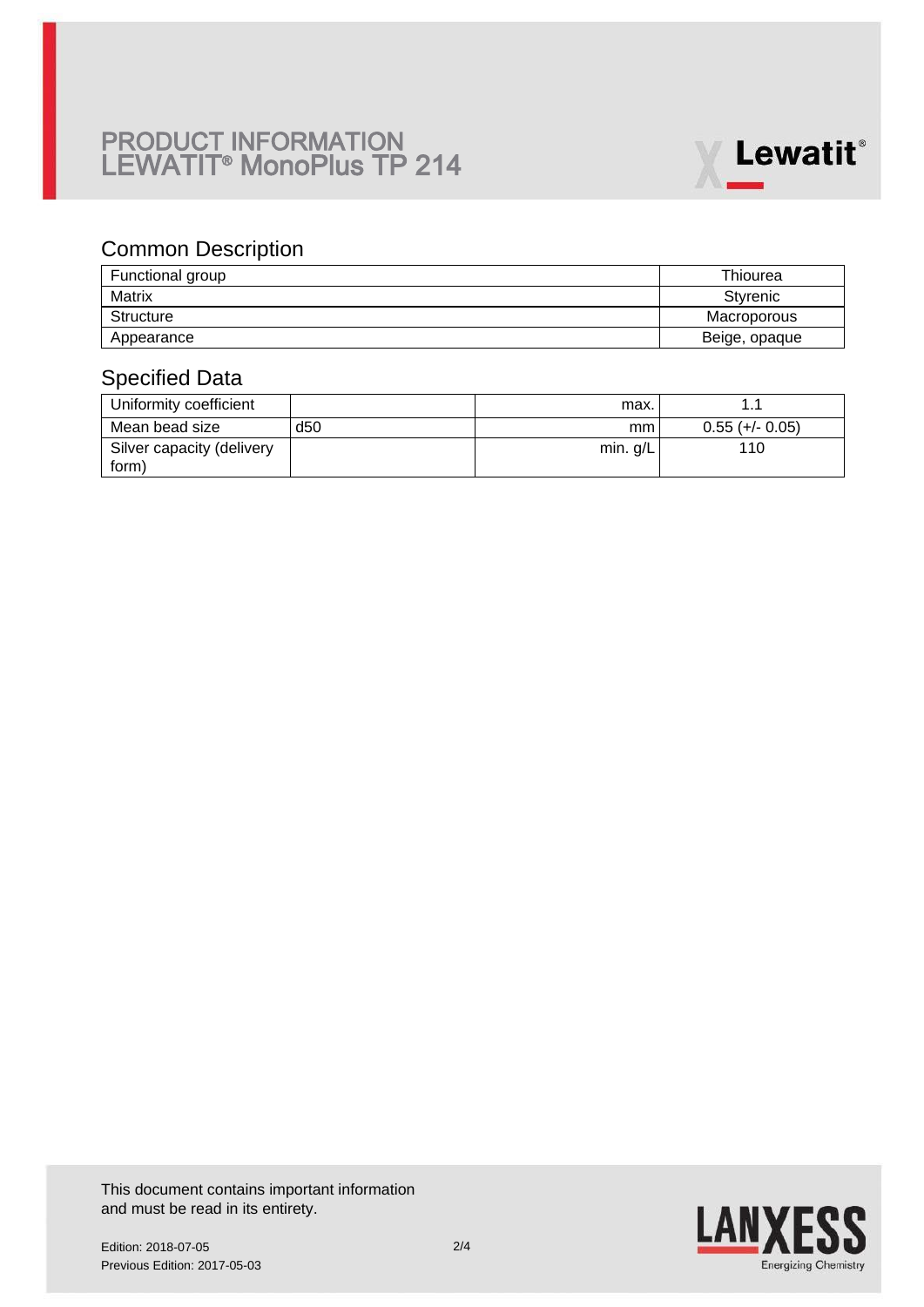# PRODUCT INFORMATION LEWATIT® MonoPlus TP 214

## Common Description

| | |
|---|---|
| Functional group | Thiourea |
| Matrix | Styrenic |
| Structure | Macroporous |
| Appearance | Beige, opaque |

## Specified Data

| | | | |
|---|---|---|---|
| Uniformity coefficient | | max. | 1.1 |
| Mean bead size | d50 | mm | 0.55 (+/- 0.05) |
| Silver capacity (delivery form) | | min. g/L | 110 |

This document contains important information and must be read in its entirety.

Edition: 2018-07-05
Previous Edition: 2017-05-03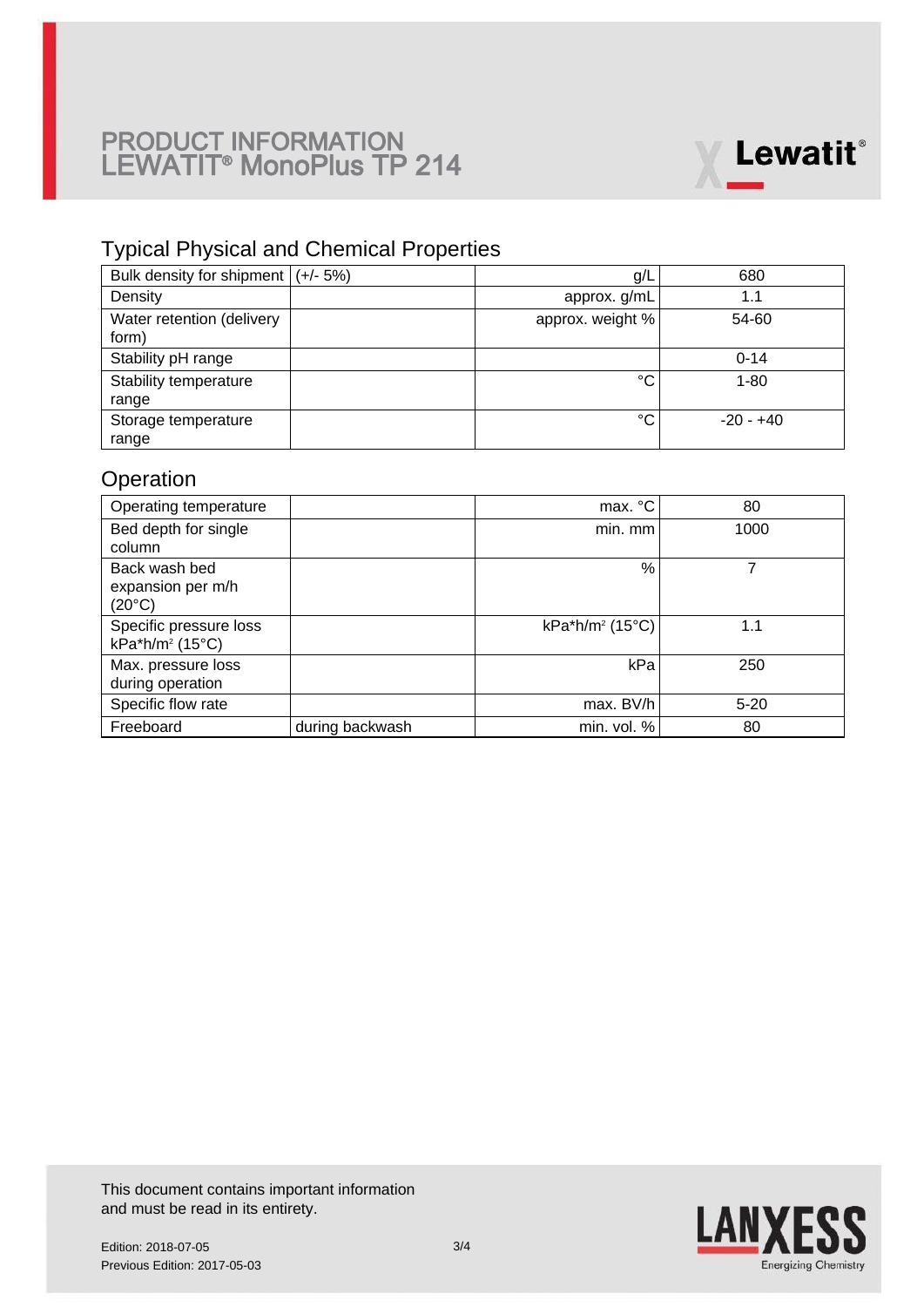# PRODUCT INFORMATION
# LEWATIT® MonoPlus TP 214

## Typical Physical and Chemical Properties

| | | | |
|---|---|---|---|
| Bulk density for shipment | (+/- 5%) | g/L | 680 |
| Density | | approx. g/mL | 1.1 |
| Water retention (delivery form) | | approx. weight % | 54-60 |
| Stability pH range | | | 0-14 |
| Stability temperature range | | °C | 1-80 |
| Storage temperature range | | °C | -20 - +40 |

## Operation

| | | | |
|---|---|---|---|
| Operating temperature | | max. °C | 80 |
| Bed depth for single column | | min. mm | 1000 |
| Back wash bed expansion per m/h (20°C) | | % | 7 |
| Specific pressure loss kPa*h/m² (15°C) | | kPa*h/m² (15°C) | 1.1 |
| Max. pressure loss during operation | | kPa | 250 |
| Specific flow rate | | max. BV/h | 5-20 |
| Freeboard | during backwash | min. vol. % | 80 |

This document contains important information and must be read in its entirety.

Edition: 2018-07-05
Previous Edition: 2017-05-03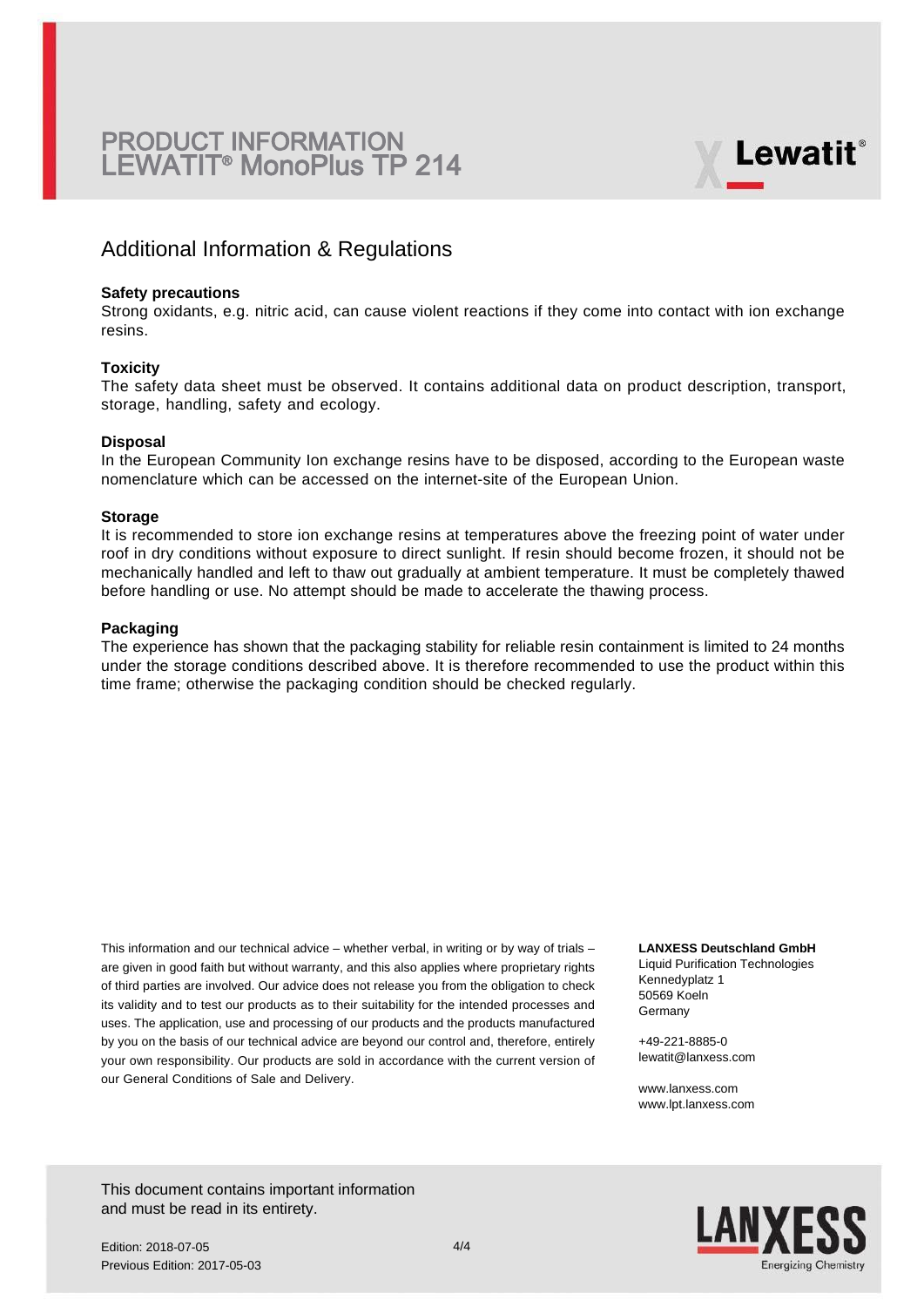# PRODUCT INFORMATION LEWATIT® MonoPlus TP 214

## Additional Information & Regulations

**Safety precautions**
Strong oxidants, e.g. nitric acid, can cause violent reactions if they come into contact with ion exchange resins.

**Toxicity**
The safety data sheet must be observed. It contains additional data on product description, transport, storage, handling, safety and ecology.

**Disposal**
In the European Community Ion exchange resins have to be disposed, according to the European waste nomenclature which can be accessed on the internet-site of the European Union.

**Storage**
It is recommended to store ion exchange resins at temperatures above the freezing point of water under roof in dry conditions without exposure to direct sunlight. If resin should become frozen, it should not be mechanically handled and left to thaw out gradually at ambient temperature. It must be completely thawed before handling or use. No attempt should be made to accelerate the thawing process.

**Packaging**
The experience has shown that the packaging stability for reliable resin containment is limited to 24 months under the storage conditions described above. It is therefore recommended to use the product within this time frame; otherwise the packaging condition should be checked regularly.

This information and our technical advice – whether verbal, in writing or by way of trials – are given in good faith but without warranty, and this also applies where proprietary rights of third parties are involved. Our advice does not release you from the obligation to check its validity and to test our products as to their suitability for the intended processes and uses. The application, use and processing of our products and the products manufactured by you on the basis of our technical advice are beyond our control and, therefore, entirely your own responsibility. Our products are sold in accordance with the current version of our General Conditions of Sale and Delivery.

**LANXESS Deutschland GmbH**
Liquid Purification Technologies
Kennedyplatz 1
50569 Koeln
Germany

+49-221-8885-0
lewatit@lanxess.com

www.lanxess.com
www.lpt.lanxess.com

This document contains important information and must be read in its entirety.

Edition: 2018-07-05
Previous Edition: 2017-05-03